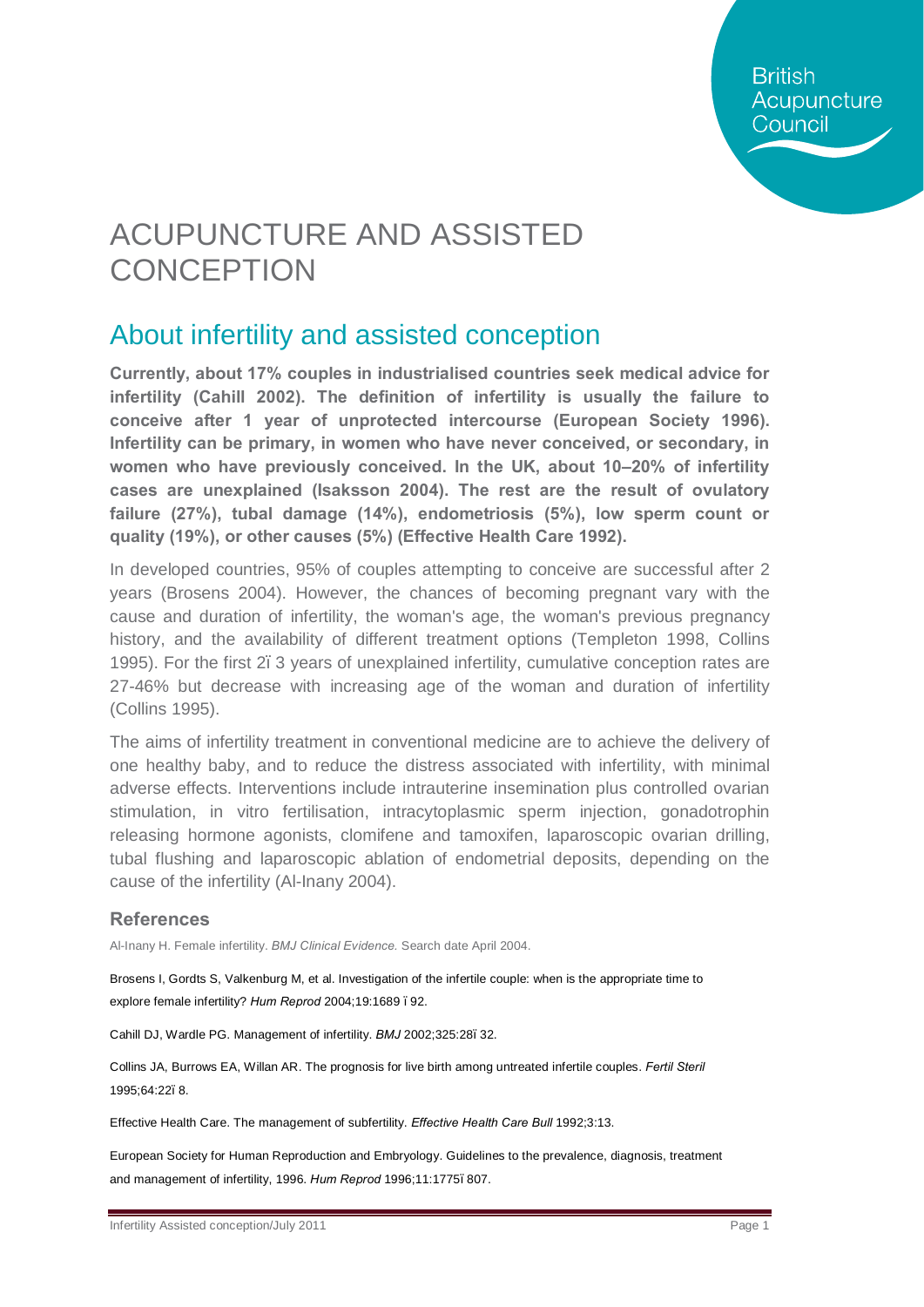# ACUPUNCTURE AND ASSISTED CONCEPTION

## About infertility and assisted conception

**Currently, about 17% couples in industrialised countries seek medical advice for infertility (Cahill 2002). The definition of infertility is usually the failure to conceive after 1 year of unprotected intercourse (European Society 1996). Infertility can be primary, in women who have never conceived, or secondary, in women who have previously conceived. In the UK, about 10–20% of infertility cases are unexplained (Isaksson 2004). The rest are the result of ovulatory failure (27%), tubal damage (14%), endometriosis (5%), low sperm count or quality (19%), or other causes (5%) (Effective Health Care 1992).**

In developed countries, 95% of couples attempting to conceive are successful after 2 years (Brosens 2004). However, the chances of becoming pregnant vary with the cause and duration of infertility, the woman's age, the woman's previous pregnancy history, and the availability of different treatment options (Templeton 1998, Collins 1995). For the first 2ï 3 years of unexplained infertility, cumulative conception rates are 27-46% but decrease with increasing age of the woman and duration of infertility (Collins 1995).

The aims of infertility treatment in conventional medicine are to achieve the delivery of one healthy baby, and to reduce the distress associated with infertility, with minimal adverse effects. Interventions include intrauterine insemination plus controlled ovarian stimulation, in vitro fertilisation, intracytoplasmic sperm injection, gonadotrophin releasing hormone agonists, clomifene and tamoxifen, laparoscopic ovarian drilling, tubal flushing and laparoscopic ablation of endometrial deposits, depending on the cause of the infertility (Al-Inany 2004).

### References

Al-Inany H. Female infertility. *BMJ Clinical Evidence.* Search date April 2004.

Brosens I, Gordts S, Valkenburg M, et al. Investigation of the infertile couple: when is the appropriate time to explore female infertility? *Hum Reprod* 2004;19:1689 ï 92.

Cahill DJ, Wardle PG. Management of infertility. *BMJ* 2002;325:28ï 32.

Collins JA, Burrows EA, Willan AR. The prognosis for live birth among untreated infertile couples. *Fertil Steril* 1995;64:22ï 8.

Effective Health Care. The management of subfertility. *Effective Health Care Bull* 1992;3:13.

European Society for Human Reproduction and Embryology. Guidelines to the prevalence, diagnosis, treatment and management of infertility, 1996. *Hum Reprod* 1996;11:1775ï 807.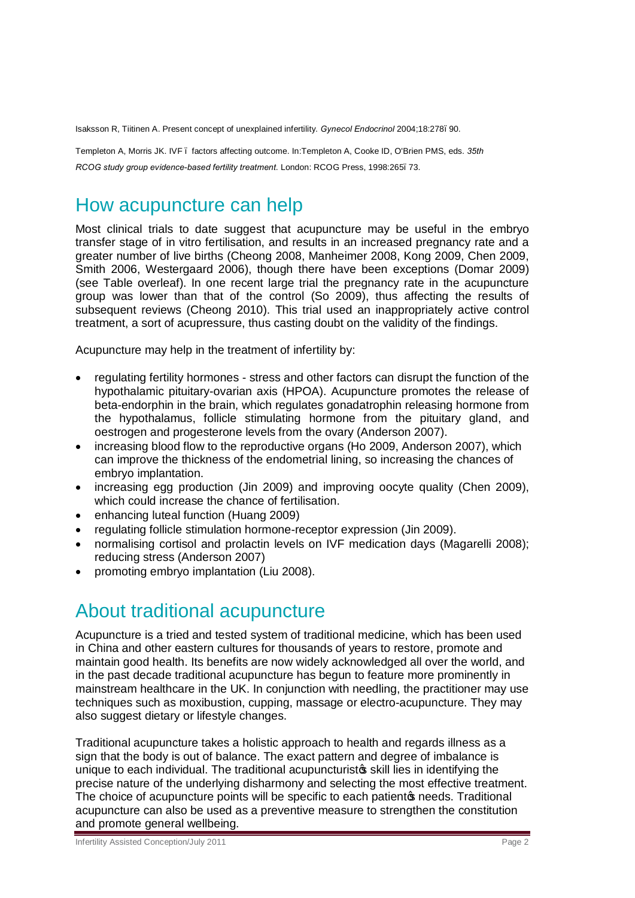Isaksson R, Tiitinen A. Present concept of unexplained infertility. *Gynecol Endocrinol* 2004;18:278–90.

Templeton A, Morris JK. IVF – factors affecting outcome. In:Templeton A, Cooke ID, O'Brien PMS, eds. *35th RCOG study group evidence-based fertility treatment.* London: RCOG Press, 1998:265–73.

## How acupuncture can help

Most clinical trials to date suggest that acupuncture may be useful in the embryo transfer stage of in vitro fertilisation, and results in an increased pregnancy rate and a greater number of live births (Cheong 2008, Manheimer 2008, Kong 2009, Chen 2009, Smith 2006, Westergaard 2006), though there have been exceptions (Domar 2009) (see Table overleaf). In one recent large trial the pregnancy rate in the acupuncture group was lower than that of the control (So 2009), thus affecting the results of subsequent reviews (Cheong 2010). This trial used an inappropriately active control treatment, a sort of acupressure, thus casting doubt on the validity of the findings.

Acupuncture may help in the treatment of infertility by:

- regulating fertility hormones - stress and other factors can disrupt the function of the hypothalamic pituitary-ovarian axis (HPOA). Acupuncture promotes the release of beta-endorphin in the brain, which regulates gonadatrophin releasing hormone from the hypothalamus, follicle stimulating hormone from the pituitary gland, and oestrogen and progesterone levels from the ovary (Anderson 2007).
- increasing blood flow to the reproductive organs (Ho 2009, Anderson 2007), which can improve the thickness of the endometrial lining, so increasing the chances of embryo implantation.
- increasing egg production (Jin 2009) and improving oocyte quality (Chen 2009), which could increase the chance of fertilisation.
- enhancing luteal function (Huang 2009)
- regulating follicle stimulation hormone-receptor expression (Jin 2009).
- normalising cortisol and prolactin levels on IVF medication days (Magarelli 2008); reducing stress (Anderson 2007)
- promoting embryo implantation (Liu 2008).

## About traditional acupuncture

Acupuncture is a tried and tested system of traditional medicine, which has been used in China and other eastern cultures for thousands of years to restore, promote and maintain good health. Its benefits are now widely acknowledged all over the world, and in the past decade traditional acupuncture has begun to feature more prominently in mainstream healthcare in the UK. In conjunction with needling, the practitioner may use techniques such as moxibustion, cupping, massage or electro-acupuncture. They may also suggest dietary or lifestyle changes.

Traditional acupuncture takes a holistic approach to health and regards illness as a sign that the body is out of balance. The exact pattern and degree of imbalance is unique to each individual. The traditional acupuncturist's skill lies in identifying the precise nature of the underlying disharmony and selecting the most effective treatment. The choice of acupuncture points will be specific to each patient's needs. Traditional acupuncture can also be used as a preventive measure to strengthen the constitution and promote general wellbeing.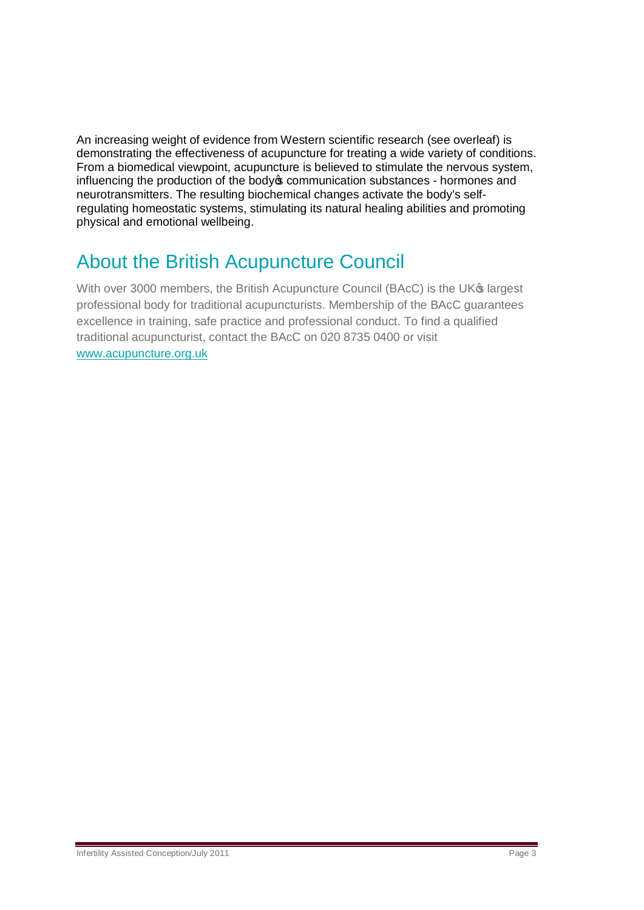An increasing weight of evidence from Western scientific research (see overleaf) is demonstrating the effectiveness of acupuncture for treating a wide variety of conditions. From a biomedical viewpoint, acupuncture is believed to stimulate the nervous system, influencing the production of the body's communication substances - hormones and neurotransmitters. The resulting biochemical changes activate the body's self-regulating homeostatic systems, stimulating its natural healing abilities and promoting physical and emotional wellbeing.

## About the British Acupuncture Council

With over 3000 members, the British Acupuncture Council (BAcC) is the UK's largest professional body for traditional acupuncturists. Membership of the BAcC guarantees excellence in training, safe practice and professional conduct. To find a qualified traditional acupuncturist, contact the BAcC on 020 8735 0400 or visit [www.acupuncture.org.uk](http://www.acupuncture.org.uk)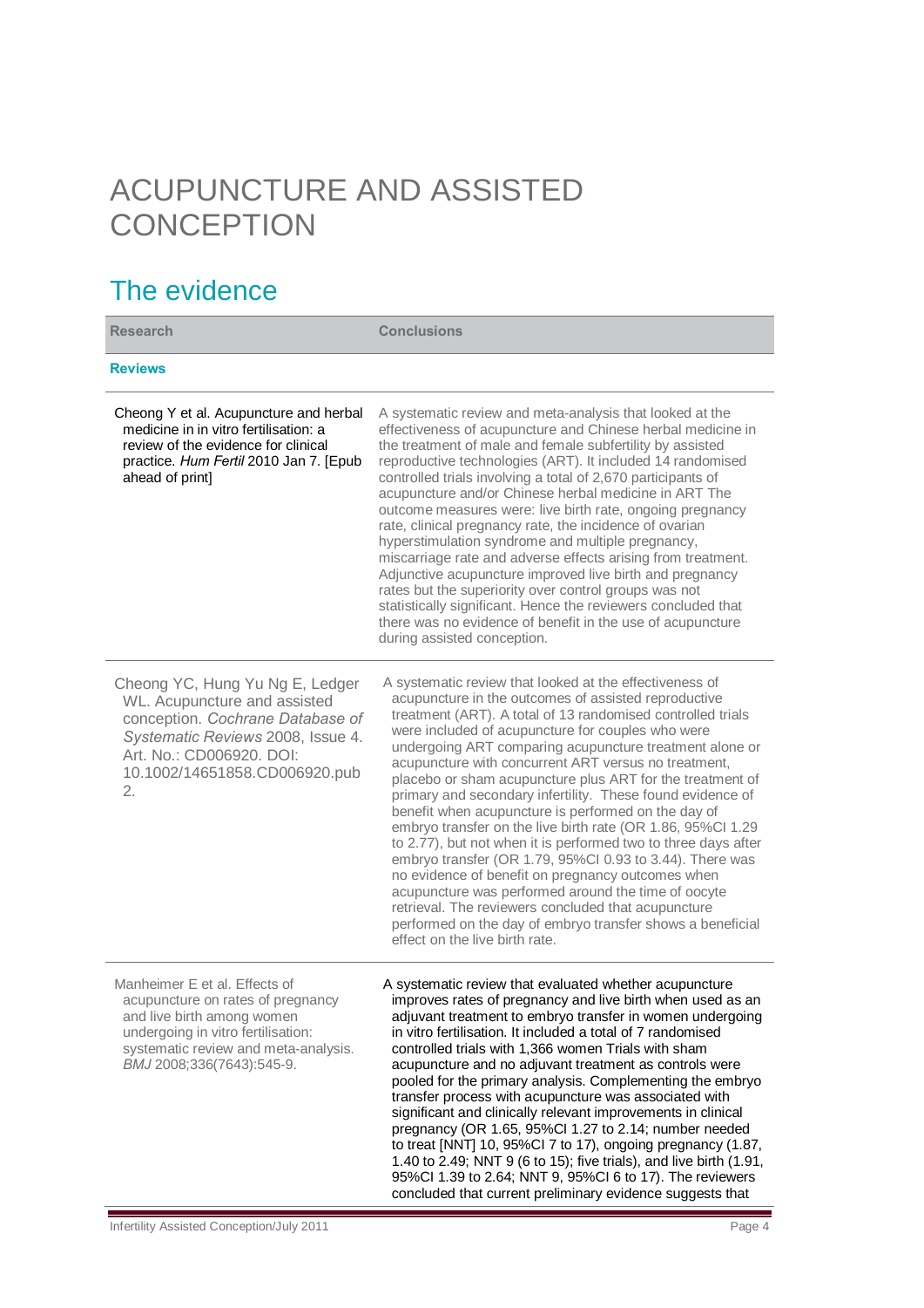# ACUPUNCTURE AND ASSISTED CONCEPTION

## The evidence

| Research | Conclusions |
| --- | --- |
| **Reviews** | |
| Cheong Y et al. Acupuncture and herbal medicine in in vitro fertilisation: a review of the evidence for clinical practice. *Hum Fertil* 2010 Jan 7. [Epub ahead of print] | A systematic review and meta-analysis that looked at the effectiveness of acupuncture and Chinese herbal medicine in the treatment of male and female subfertility by assisted reproductive technologies (ART). It included 14 randomised controlled trials involving a total of 2,670 participants of acupuncture and/or Chinese herbal medicine in ART The outcome measures were: live birth rate, ongoing pregnancy rate, clinical pregnancy rate, the incidence of ovarian hyperstimulation syndrome and multiple pregnancy, miscarriage rate and adverse effects arising from treatment. Adjunctive acupuncture improved live birth and pregnancy rates but the superiority over control groups was not statistically significant. Hence the reviewers concluded that there was no evidence of benefit in the use of acupuncture during assisted conception. |
| Cheong YC, Hung Yu Ng E, Ledger WL. Acupuncture and assisted conception. *Cochrane Database of Systematic Reviews* 2008, Issue 4. Art. No.: CD006920. DOI: 10.1002/14651858.CD006920.pub2. | A systematic review that looked at the effectiveness of acupuncture in the outcomes of assisted reproductive treatment (ART). A total of 13 randomised controlled trials were included of acupuncture for couples who were undergoing ART comparing acupuncture treatment alone or acupuncture with concurrent ART versus no treatment, placebo or sham acupuncture plus ART for the treatment of primary and secondary infertility. These found evidence of benefit when acupuncture is performed on the day of embryo transfer on the live birth rate (OR 1.86, 95%CI 1.29 to 2.77), but not when it is performed two to three days after embryo transfer (OR 1.79, 95%CI 0.93 to 3.44). There was no evidence of benefit on pregnancy outcomes when acupuncture was performed around the time of oocyte retrieval. The reviewers concluded that acupuncture performed on the day of embryo transfer shows a beneficial effect on the live birth rate. |
| Manheimer E et al. Effects of acupuncture on rates of pregnancy and live birth among women undergoing in vitro fertilisation: systematic review and meta-analysis. *BMJ* 2008;336(7643):545-9. | A systematic review that evaluated whether acupuncture improves rates of pregnancy and live birth when used as an adjuvant treatment to embryo transfer in women undergoing in vitro fertilisation. It included a total of 7 randomised controlled trials with 1,366 women Trials with sham acupuncture and no adjuvant treatment as controls were pooled for the primary analysis. Complementing the embryo transfer process with acupuncture was associated with significant and clinically relevant improvements in clinical pregnancy (OR 1.65, 95%CI 1.27 to 2.14; number needed to treat [NNT] 10, 95%CI 7 to 17), ongoing pregnancy (1.87, 1.40 to 2.49; NNT 9 (6 to 15); five trials), and live birth (1.91, 95%CI 1.39 to 2.64; NNT 9, 95%CI 6 to 17). The reviewers concluded that current preliminary evidence suggests that |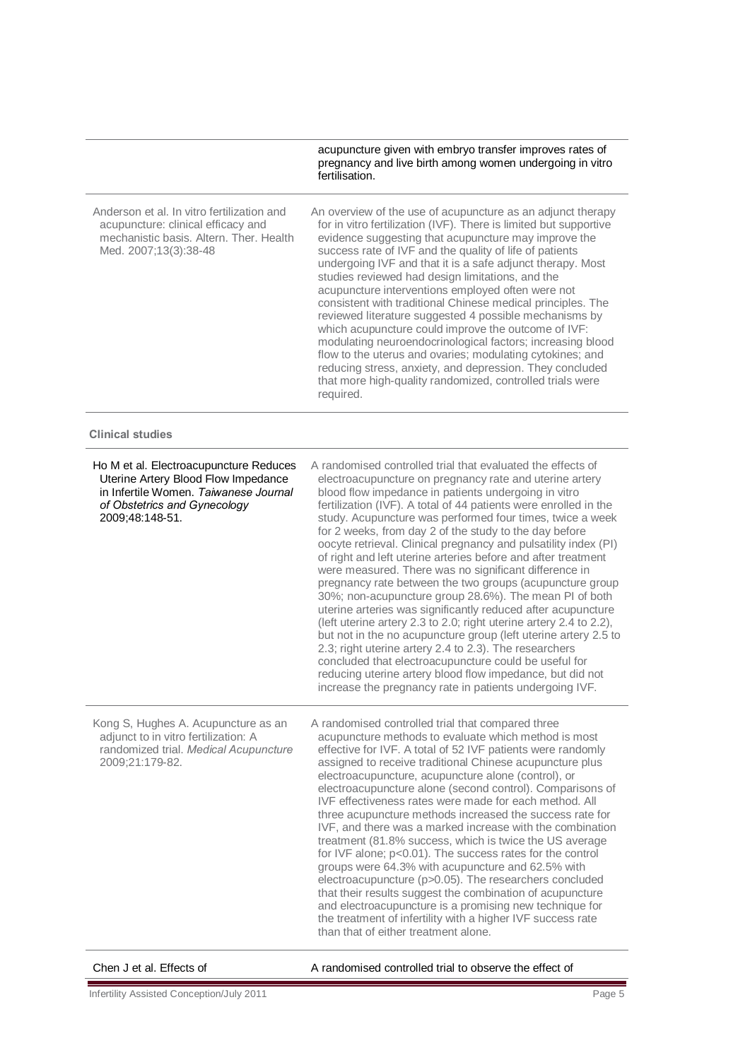| | |
|---|---|
| | acupuncture given with embryo transfer improves rates of pregnancy and live birth among women undergoing in vitro fertilisation. |
| Anderson et al. In vitro fertilization and acupuncture: clinical efficacy and mechanistic basis. Altern. Ther. Health Med. 2007;13(3):38-48 | An overview of the use of acupuncture as an adjunct therapy for in vitro fertilization (IVF). There is limited but supportive evidence suggesting that acupuncture may improve the success rate of IVF and the quality of life of patients undergoing IVF and that it is a safe adjunct therapy. Most studies reviewed had design limitations, and the acupuncture interventions employed often were not consistent with traditional Chinese medical principles. The reviewed literature suggested 4 possible mechanisms by which acupuncture could improve the outcome of IVF: modulating neuroendocrinological factors; increasing blood flow to the uterus and ovaries; modulating cytokines; and reducing stress, anxiety, and depression. They concluded that more high-quality randomized, controlled trials were required. |

**Clinical studies**

| | |
|---|---|
| Ho M et al. Electroacupuncture Reduces Uterine Artery Blood Flow Impedance in Infertile Women. *Taiwanese Journal of Obstetrics and Gynecology* 2009;48:148-51. | A randomised controlled trial that evaluated the effects of electroacupuncture on pregnancy rate and uterine artery blood flow impedance in patients undergoing in vitro fertilization (IVF). A total of 44 patients were enrolled in the study. Acupuncture was performed four times, twice a week for 2 weeks, from day 2 of the study to the day before oocyte retrieval. Clinical pregnancy and pulsatility index (PI) of right and left uterine arteries before and after treatment were measured. There was no significant difference in pregnancy rate between the two groups (acupuncture group 30%; non-acupuncture group 28.6%). The mean PI of both uterine arteries was significantly reduced after acupuncture (left uterine artery 2.3 to 2.0; right uterine artery 2.4 to 2.2), but not in the no acupuncture group (left uterine artery 2.5 to 2.3; right uterine artery 2.4 to 2.3). The researchers concluded that electroacupuncture could be useful for reducing uterine artery blood flow impedance, but did not increase the pregnancy rate in patients undergoing IVF. |
| Kong S, Hughes A. Acupuncture as an adjunct to in vitro fertilization: A randomized trial. *Medical Acupuncture* 2009;21:179-82. | A randomised controlled trial that compared three acupuncture methods to evaluate which method is most effective for IVF. A total of 52 IVF patients were randomly assigned to receive traditional Chinese acupuncture plus electroacupuncture, acupuncture alone (control), or electroacupuncture alone (second control). Comparisons of IVF effectiveness rates were made for each method. All three acupuncture methods increased the success rate for IVF, and there was a marked increase with the combination treatment (81.8% success, which is twice the US average for IVF alone; $p<0.01$). The success rates for the control groups were 64.3% with acupuncture and 62.5% with electroacupuncture ($p>0.05$). The researchers concluded that their results suggest the combination of acupuncture and electroacupuncture is a promising new technique for the treatment of infertility with a higher IVF success rate than that of either treatment alone. |
| Chen J et al. Effects of | A randomised controlled trial to observe the effect of |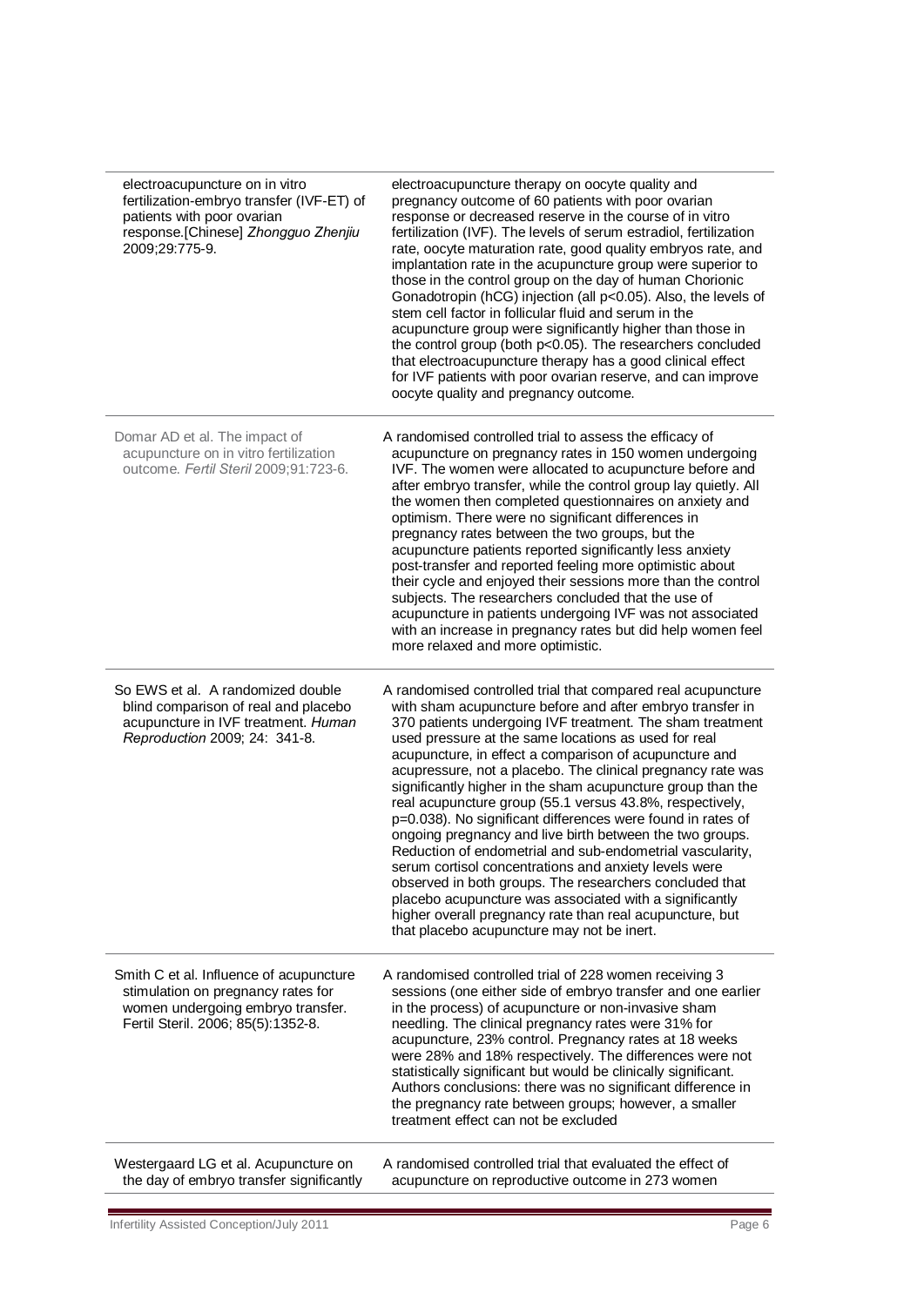| | |
|---|---|
| electroacupuncture on in vitro fertilization-embryo transfer (IVF-ET) of patients with poor ovarian response.[Chinese] *Zhongguo Zhenjiu* 2009;29:775-9. | electroacupuncture therapy on oocyte quality and pregnancy outcome of 60 patients with poor ovarian response or decreased reserve in the course of in vitro fertilization (IVF). The levels of serum estradiol, fertilization rate, oocyte maturation rate, good quality embryos rate, and implantation rate in the acupuncture group were superior to those in the control group on the day of human Chorionic Gonadotropin (hCG) injection (all $p<0.05$). Also, the levels of stem cell factor in follicular fluid and serum in the acupuncture group were significantly higher than those in the control group (both $p<0.05$). The researchers concluded that electroacupuncture therapy has a good clinical effect for IVF patients with poor ovarian reserve, and can improve oocyte quality and pregnancy outcome. |
| Domar AD et al. The impact of acupuncture on in vitro fertilization outcome. *Fertil Steril* 2009;91:723-6. | A randomised controlled trial to assess the efficacy of acupuncture on pregnancy rates in 150 women undergoing IVF. The women were allocated to acupuncture before and after embryo transfer, while the control group lay quietly. All the women then completed questionnaires on anxiety and optimism. There were no significant differences in pregnancy rates between the two groups, but the acupuncture patients reported significantly less anxiety post-transfer and reported feeling more optimistic about their cycle and enjoyed their sessions more than the control subjects. The researchers concluded that the use of acupuncture in patients undergoing IVF was not associated with an increase in pregnancy rates but did help women feel more relaxed and more optimistic. |
| So EWS et al. A randomized double blind comparison of real and placebo acupuncture in IVF treatment. *Human Reproduction* 2009; 24: 341-8. | A randomised controlled trial that compared real acupuncture with sham acupuncture before and after embryo transfer in 370 patients undergoing IVF treatment. The sham treatment used pressure at the same locations as used for real acupuncture, in effect a comparison of acupuncture and acupressure, not a placebo. The clinical pregnancy rate was significantly higher in the sham acupuncture group than the real acupuncture group (55.1 versus 43.8%, respectively, $p=0.038$). No significant differences were found in rates of ongoing pregnancy and live birth between the two groups. Reduction of endometrial and sub-endometrial vascularity, serum cortisol concentrations and anxiety levels were observed in both groups. The researchers concluded that placebo acupuncture was associated with a significantly higher overall pregnancy rate than real acupuncture, but that placebo acupuncture may not be inert. |
| Smith C et al. Influence of acupuncture stimulation on pregnancy rates for women undergoing embryo transfer. Fertil Steril. 2006; 85(5):1352-8. | A randomised controlled trial of 228 women receiving 3 sessions (one either side of embryo transfer and one earlier in the process) of acupuncture or non-invasive sham needling. The clinical pregnancy rates were 31% for acupuncture, 23% control. Pregnancy rates at 18 weeks were 28% and 18% respectively. The differences were not statistically significant but would be clinically significant. Authors conclusions: there was no significant difference in the pregnancy rate between groups; however, a smaller treatment effect can not be excluded |
| Westergaard LG et al. Acupuncture on the day of embryo transfer significantly | A randomised controlled trial that evaluated the effect of acupuncture on reproductive outcome in 273 women |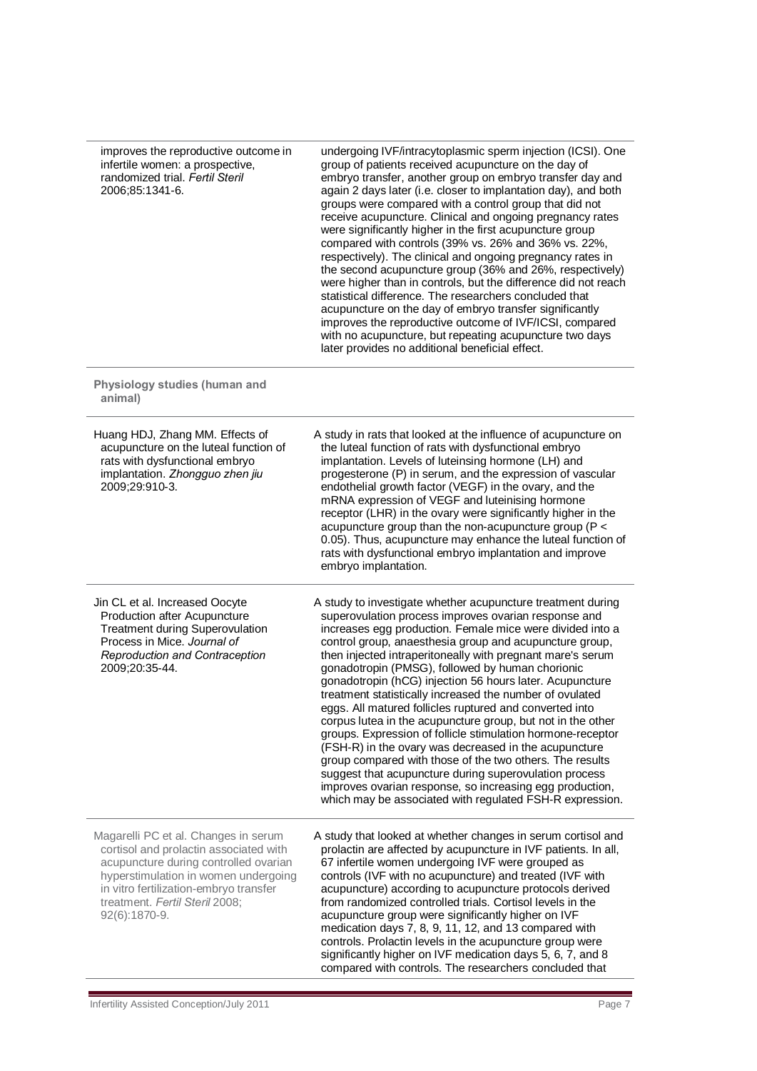| | |
|---|---|
| improves the reproductive outcome in infertile women: a prospective, randomized trial. *Fertil Steril* 2006;85:1341-6. | undergoing IVF/intracytoplasmic sperm injection (ICSI). One group of patients received acupuncture on the day of embryo transfer, another group on embryo transfer day and again 2 days later (i.e. closer to implantation day), and both groups were compared with a control group that did not receive acupuncture. Clinical and ongoing pregnancy rates were significantly higher in the first acupuncture group compared with controls (39% vs. 26% and 36% vs. 22%, respectively). The clinical and ongoing pregnancy rates in the second acupuncture group (36% and 26%, respectively) were higher than in controls, but the difference did not reach statistical difference. The researchers concluded that acupuncture on the day of embryo transfer significantly improves the reproductive outcome of IVF/ICSI, compared with no acupuncture, but repeating acupuncture two days later provides no additional beneficial effect. |
| **Physiology studies (human and animal)** | |
| Huang HDJ, Zhang MM. Effects of acupuncture on the luteal function of rats with dysfunctional embryo implantation. *Zhongguo zhen jiu* 2009;29:910-3. | A study in rats that looked at the influence of acupuncture on the luteal function of rats with dysfunctional embryo implantation. Levels of luteinsing hormone (LH) and progesterone (P) in serum, and the expression of vascular endothelial growth factor (VEGF) in the ovary, and the mRNA expression of VEGF and luteinising hormone receptor (LHR) in the ovary were significantly higher in the acupuncture group than the non-acupuncture group ($P < 0.05$). Thus, acupuncture may enhance the luteal function of rats with dysfunctional embryo implantation and improve embryo implantation. |
| Jin CL et al. Increased Oocyte Production after Acupuncture Treatment during Superovulation Process in Mice. *Journal of Reproduction and Contraception* 2009;20:35-44. | A study to investigate whether acupuncture treatment during superovulation process improves ovarian response and increases egg production. Female mice were divided into a control group, anaesthesia group and acupuncture group, then injected intraperitoneally with pregnant mare's serum gonadotropin (PMSG), followed by human chorionic gonadotropin (hCG) injection 56 hours later. Acupuncture treatment statistically increased the number of ovulated eggs. All matured follicles ruptured and converted into corpus lutea in the acupuncture group, but not in the other groups. Expression of follicle stimulation hormone-receptor (FSH-R) in the ovary was decreased in the acupuncture group compared with those of the two others. The results suggest that acupuncture during superovulation process improves ovarian response, so increasing egg production, which may be associated with regulated FSH-R expression. |
| Magarelli PC et al. Changes in serum cortisol and prolactin associated with acupuncture during controlled ovarian hyperstimulation in women undergoing in vitro fertilization-embryo transfer treatment. *Fertil Steril* 2008; 92(6):1870-9. | A study that looked at whether changes in serum cortisol and prolactin are affected by acupuncture in IVF patients. In all, 67 infertile women undergoing IVF were grouped as controls (IVF with no acupuncture) and treated (IVF with acupuncture) according to acupuncture protocols derived from randomized controlled trials. Cortisol levels in the acupuncture group were significantly higher on IVF medication days 7, 8, 9, 11, 12, and 13 compared with controls. Prolactin levels in the acupuncture group were significantly higher on IVF medication days 5, 6, 7, and 8 compared with controls. The researchers concluded that |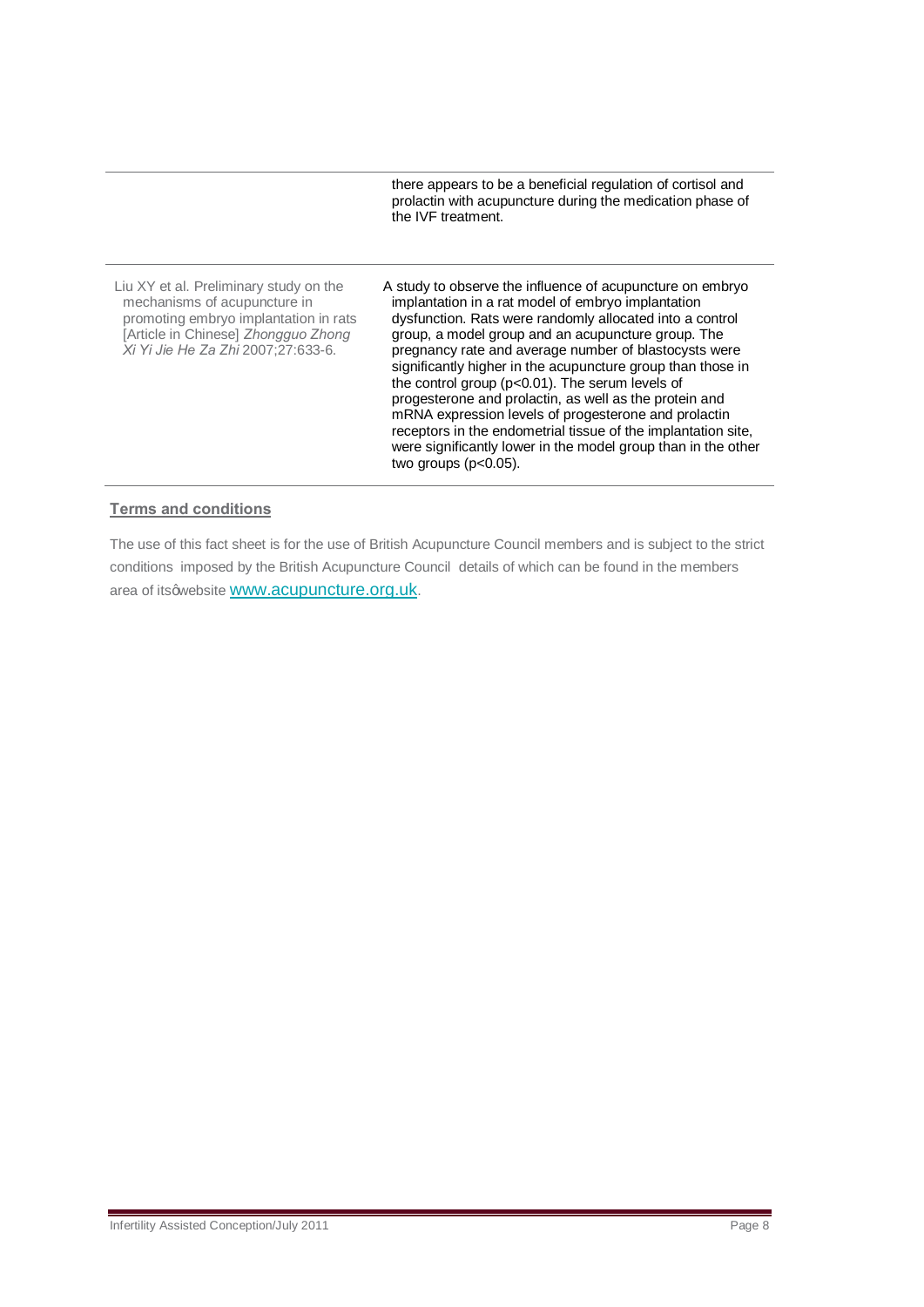| | |
|---|---|
| | there appears to be a beneficial regulation of cortisol and prolactin with acupuncture during the medication phase of the IVF treatment. |
| Liu XY et al. Preliminary study on the mechanisms of acupuncture in promoting embryo implantation in rats [Article in Chinese] *Zhongguo Zhong Xi Yi Jie He Za Zhi* 2007;27:633-6. | A study to observe the influence of acupuncture on embryo implantation in a rat model of embryo implantation dysfunction. Rats were randomly allocated into a control group, a model group and an acupuncture group. The pregnancy rate and average number of blastocysts were significantly higher in the acupuncture group than those in the control group ($p<0.01$). The serum levels of progesterone and prolactin, as well as the protein and mRNA expression levels of progesterone and prolactin receptors in the endometrial tissue of the implantation site, were significantly lower in the model group than in the other two groups ($p<0.05$). |

## Terms and conditions

The use of this fact sheet is for the use of British Acupuncture Council members and is subject to the strict conditions imposed by the British Acupuncture Council details of which can be found in the members area of its' website www.acupuncture.org.uk.